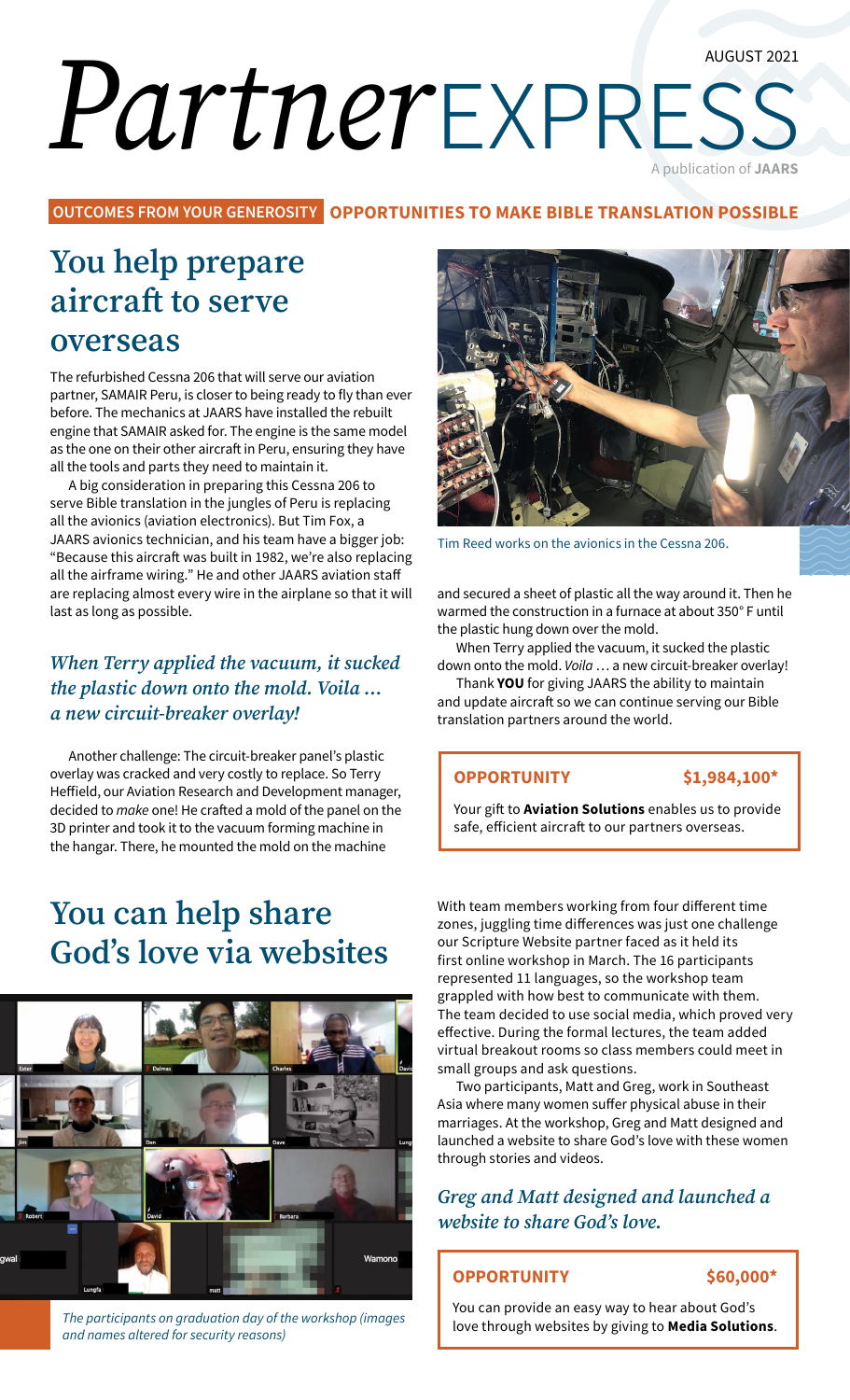AUGUST 2021

# *Partner* EXPRESS

A publication of **JAARS**

**OUTCOMES FROM YOUR GENEROSITY** **OPPORTUNITIES TO MAKE BIBLE TRANSLATION POSSIBLE**

## You help prepare aircraft to serve overseas

The refurbished Cessna 206 that will serve our aviation partner, SAMAIR Peru, is closer to being ready to fly than ever before. The mechanics at JAARS have installed the rebuilt engine that SAMAIR asked for. The engine is the same model as the one on their other aircraft in Peru, ensuring they have all the tools and parts they need to maintain it.

A big consideration in preparing this Cessna 206 to serve Bible translation in the jungles of Peru is replacing all the avionics (aviation electronics). But Tim Fox, a JAARS avionics technician, and his team have a bigger job: "Because this aircraft was built in 1982, we're also replacing all the airframe wiring." He and other JAARS aviation staff are replacing almost every wire in the airplane so that it will last as long as possible.

### *When Terry applied the vacuum, it sucked the plastic down onto the mold. Voila ... a new circuit-breaker overlay!*

Another challenge: The circuit-breaker panel's plastic overlay was cracked and very costly to replace. So Terry Heffield, our Aviation Research and Development manager, decided to *make* one! He crafted a mold of the panel on the 3D printer and took it to the vacuum forming machine in the hangar. There, he mounted the mold on the machine and secured a sheet of plastic all the way around it. Then he warmed the construction in a furnace at about 350° F until the plastic hung down over the mold.

Tim Reed works on the avionics in the Cessna 206.

When Terry applied the vacuum, it sucked the plastic down onto the mold. *Voila* … a new circuit-breaker overlay!

Thank **YOU** for giving JAARS the ability to maintain and update aircraft so we can continue serving our Bible translation partners around the world.

**OPPORTUNITY** **$1,984,100***

Your gift to **Aviation Solutions** enables us to provide safe, efficient aircraft to our partners overseas.

## You can help share God's love via websites

*The participants on graduation day of the workshop (images and names altered for security reasons)*

With team members working from four different time zones, juggling time differences was just one challenge our Scripture Website partner faced as it held its first online workshop in March. The 16 participants represented 11 languages, so the workshop team grappled with how best to communicate with them. The team decided to use social media, which proved very effective. During the formal lectures, the team added virtual breakout rooms so class members could meet in small groups and ask questions.

Two participants, Matt and Greg, work in Southeast Asia where many women suffer physical abuse in their marriages. At the workshop, Greg and Matt designed and launched a website to share God's love with these women through stories and videos.

### *Greg and Matt designed and launched a website to share God's love.*

**OPPORTUNITY** **$60,000***

You can provide an easy way to hear about God's love through websites by giving to **Media Solutions**.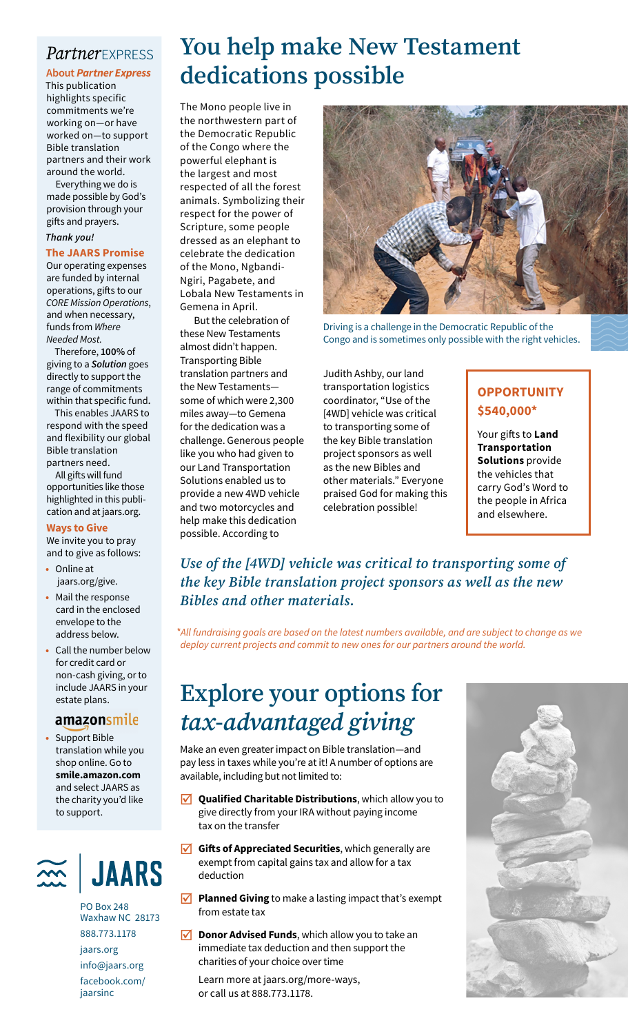## *Partner*EXPRESS

### About *Partner Express*

This publication highlights specific commitments we're working on—or have worked on—to support Bible translation partners and their work around the world.

Everything we do is made possible by God's provision through your gifts and prayers.

***Thank you!***

### The JAARS Promise

Our operating expenses are funded by internal operations, gifts to our *CORE Mission Operations*, and when necessary, funds from *Where Needed Most.*

Therefore, **100%** of giving to a ***Solution*** goes directly to support the range of commitments within that specific fund.

This enables JAARS to respond with the speed and flexibility our global Bible translation partners need.

All gifts will fund opportunities like those highlighted in this publication and at jaars.org.

### Ways to Give

We invite you to pray and to give as follows:

- Online at jaars.org/give.
- Mail the response card in the enclosed envelope to the address below.
- Call the number below for credit card or non-cash giving, or to include JAARS in your estate plans.

**amazonsmile**

- Support Bible translation while you shop online. Go to **smile.amazon.com** and select JAARS as the charity you'd like to support.

**JAARS**

PO Box 248
Waxhaw NC 28173
888.773.1178
jaars.org
info@jaars.org
facebook.com/jaarsinc

# You help make New Testament dedications possible

The Mono people live in the northwestern part of the Democratic Republic of the Congo where the powerful elephant is the largest and most respected of all the forest animals. Symbolizing their respect for the power of Scripture, some people dressed as an elephant to celebrate the dedication of the Mono, Ngbandi-Ngiri, Pagabete, and Lobala New Testaments in Gemena in April.

But the celebration of these New Testaments almost didn't happen. Transporting Bible translation partners and the New Testaments—some of which were 2,300 miles away—to Gemena for the dedication was a challenge. Generous people like you who had given to our Land Transportation Solutions enabled us to provide a new 4WD vehicle and two motorcycles and help make this dedication possible. According to Judith Ashby, our land transportation logistics coordinator, "Use of the [4WD] vehicle was critical to transporting some of the key Bible translation project sponsors as well as the new Bibles and other materials." Everyone praised God for making this celebration possible!

Driving is a challenge in the Democratic Republic of the Congo and is sometimes only possible with the right vehicles.

**OPPORTUNITY**
**$540,000***

Your gifts to **Land Transportation Solutions** provide the vehicles that carry God's Word to the people in Africa and elsewhere.

***Use of the [4WD] vehicle was critical to transporting some of the key Bible translation project sponsors as well as the new Bibles and other materials.***

*\*All fundraising goals are based on the latest numbers available, and are subject to change as we deploy current projects and commit to new ones for our partners around the world.*

# Explore your options for *tax-advantaged giving*

Make an even greater impact on Bible translation—and pay less in taxes while you're at it! A number of options are available, including but not limited to:

- ☑ **Qualified Charitable Distributions**, which allow you to give directly from your IRA without paying income tax on the transfer
- ☑ **Gifts of Appreciated Securities**, which generally are exempt from capital gains tax and allow for a tax deduction
- ☑ **Planned Giving** to make a lasting impact that's exempt from estate tax
- ☑ **Donor Advised Funds**, which allow you to take an immediate tax deduction and then support the charities of your choice over time

Learn more at jaars.org/more-ways, or call us at 888.773.1178.